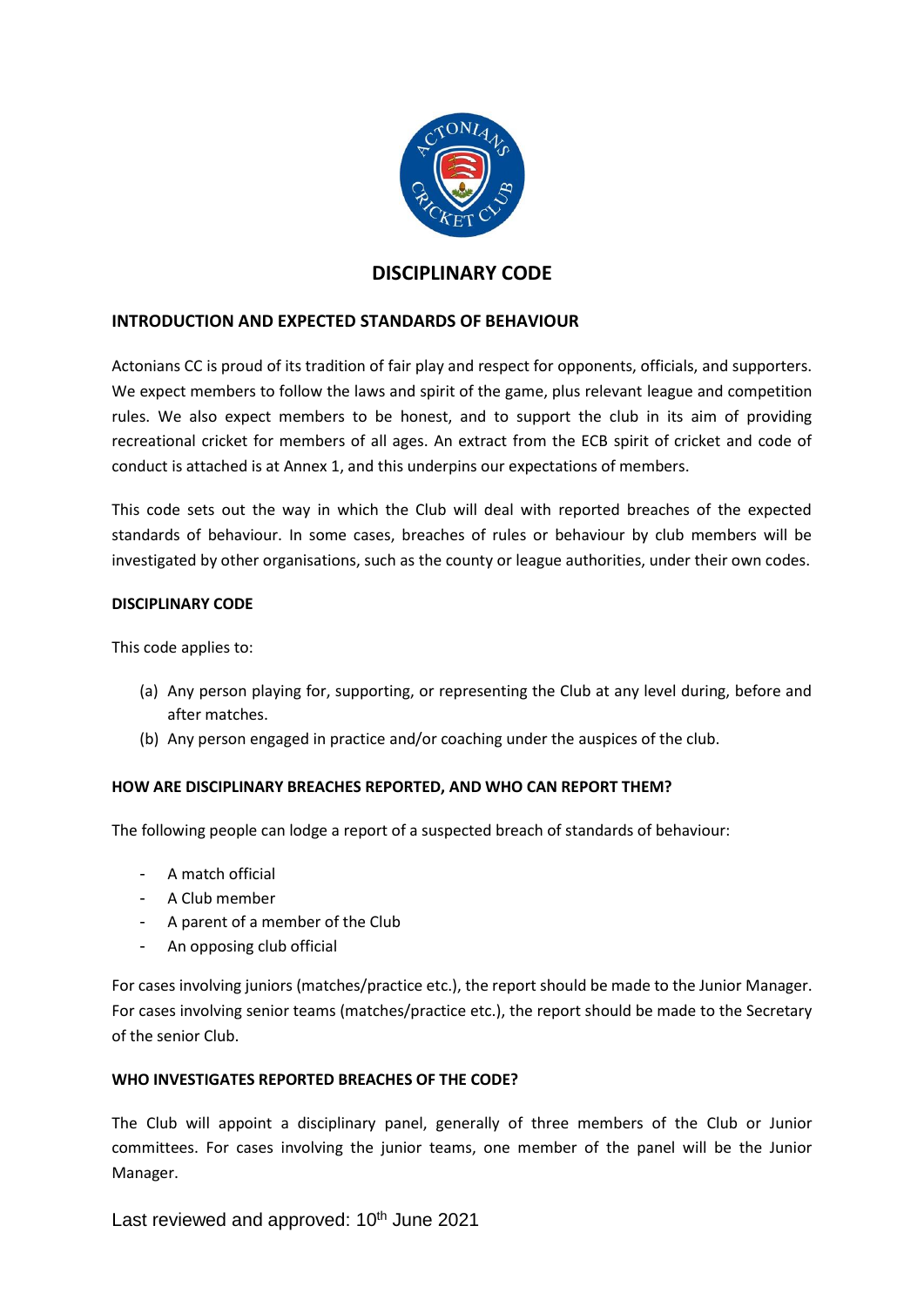# DISCIPLINARY CODE

## INTRODUCTION AND EXPECTED STANDARDS OF BEHAVIOUR

Actonians CC is proud of its tradition of fair play and respect for opponents, officials, and supporters. We expect members to follow the laws and spirit of the game, plus relevant league and competition rules. We also expect members to be honest, and to support the club in its aim of providing recreational cricket for members of all ages. An extract from the ECB spirit of cricket and code of conduct is attached is at Annex 1, and this underpins our expectations of members.

This code sets out the way in which the Club will deal with reported breaches of the expected standards of behaviour. In some cases, breaches of rules or behaviour by club members will be investigated by other organisations, such as the county or league authorities, under their own codes.

### DISCIPLINARY CODE

This code applies to:

(a) Any person playing for, supporting, or representing the Club at any level during, before and after matches.

(b) Any person engaged in practice and/or coaching under the auspices of the club.

### HOW ARE DISCIPLINARY BREACHES REPORTED, AND WHO CAN REPORT THEM?

The following people can lodge a report of a suspected breach of standards of behaviour:

- A match official
- A Club member
- A parent of a member of the Club
- An opposing club official

For cases involving juniors (matches/practice etc.), the report should be made to the Junior Manager. For cases involving senior teams (matches/practice etc.), the report should be made to the Secretary of the senior Club.

### WHO INVESTIGATES REPORTED BREACHES OF THE CODE?

The Club will appoint a disciplinary panel, generally of three members of the Club or Junior committees. For cases involving the junior teams, one member of the panel will be the Junior Manager.

Last reviewed and approved: 10th June 2021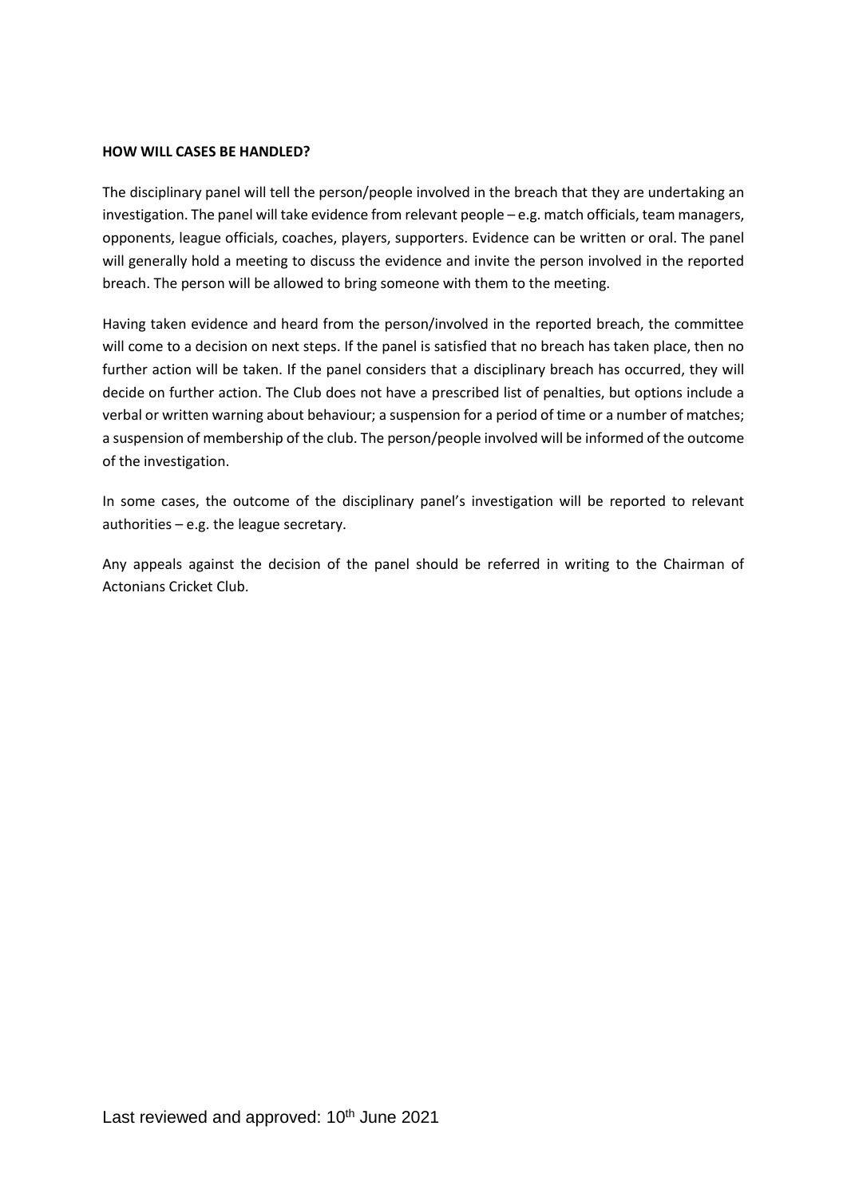**HOW WILL CASES BE HANDLED?**

The disciplinary panel will tell the person/people involved in the breach that they are undertaking an investigation. The panel will take evidence from relevant people – e.g. match officials, team managers, opponents, league officials, coaches, players, supporters. Evidence can be written or oral. The panel will generally hold a meeting to discuss the evidence and invite the person involved in the reported breach. The person will be allowed to bring someone with them to the meeting.

Having taken evidence and heard from the person/involved in the reported breach, the committee will come to a decision on next steps. If the panel is satisfied that no breach has taken place, then no further action will be taken. If the panel considers that a disciplinary breach has occurred, they will decide on further action. The Club does not have a prescribed list of penalties, but options include a verbal or written warning about behaviour; a suspension for a period of time or a number of matches; a suspension of membership of the club. The person/people involved will be informed of the outcome of the investigation.

In some cases, the outcome of the disciplinary panel's investigation will be reported to relevant authorities – e.g. the league secretary.

Any appeals against the decision of the panel should be referred in writing to the Chairman of Actonians Cricket Club.

Last reviewed and approved: 10th June 2021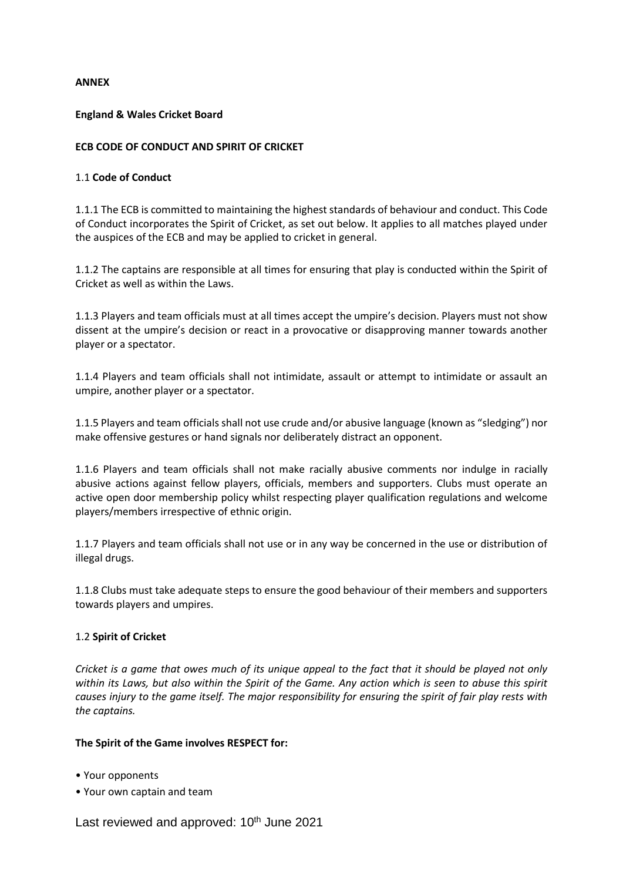**ANNEX**

**England & Wales Cricket Board**

**ECB CODE OF CONDUCT AND SPIRIT OF CRICKET**

1.1 **Code of Conduct**

1.1.1 The ECB is committed to maintaining the highest standards of behaviour and conduct. This Code of Conduct incorporates the Spirit of Cricket, as set out below. It applies to all matches played under the auspices of the ECB and may be applied to cricket in general.

1.1.2 The captains are responsible at all times for ensuring that play is conducted within the Spirit of Cricket as well as within the Laws.

1.1.3 Players and team officials must at all times accept the umpire's decision. Players must not show dissent at the umpire's decision or react in a provocative or disapproving manner towards another player or a spectator.

1.1.4 Players and team officials shall not intimidate, assault or attempt to intimidate or assault an umpire, another player or a spectator.

1.1.5 Players and team officials shall not use crude and/or abusive language (known as "sledging") nor make offensive gestures or hand signals nor deliberately distract an opponent.

1.1.6 Players and team officials shall not make racially abusive comments nor indulge in racially abusive actions against fellow players, officials, members and supporters. Clubs must operate an active open door membership policy whilst respecting player qualification regulations and welcome players/members irrespective of ethnic origin.

1.1.7 Players and team officials shall not use or in any way be concerned in the use or distribution of illegal drugs.

1.1.8 Clubs must take adequate steps to ensure the good behaviour of their members and supporters towards players and umpires.

1.2 **Spirit of Cricket**

*Cricket is a game that owes much of its unique appeal to the fact that it should be played not only within its Laws, but also within the Spirit of the Game. Any action which is seen to abuse this spirit causes injury to the game itself. The major responsibility for ensuring the spirit of fair play rests with the captains.*

**The Spirit of the Game involves RESPECT for:**

- Your opponents
- Your own captain and team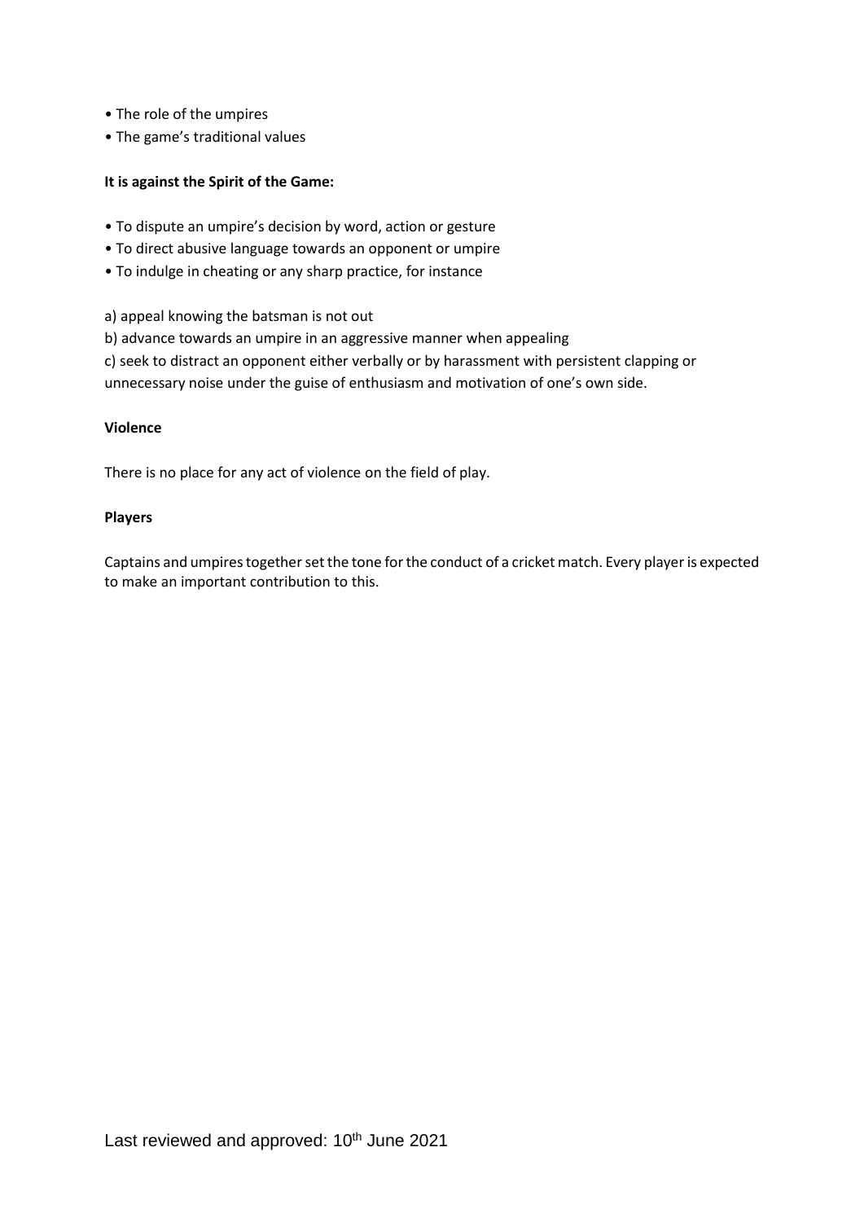- The role of the umpires
- The game's traditional values

**It is against the Spirit of the Game:**

- To dispute an umpire's decision by word, action or gesture
- To direct abusive language towards an opponent or umpire
- To indulge in cheating or any sharp practice, for instance

a) appeal knowing the batsman is not out
b) advance towards an umpire in an aggressive manner when appealing
c) seek to distract an opponent either verbally or by harassment with persistent clapping or unnecessary noise under the guise of enthusiasm and motivation of one's own side.

**Violence**

There is no place for any act of violence on the field of play.

**Players**

Captains and umpires together set the tone for the conduct of a cricket match. Every player is expected to make an important contribution to this.

Last reviewed and approved: 10th June 2021